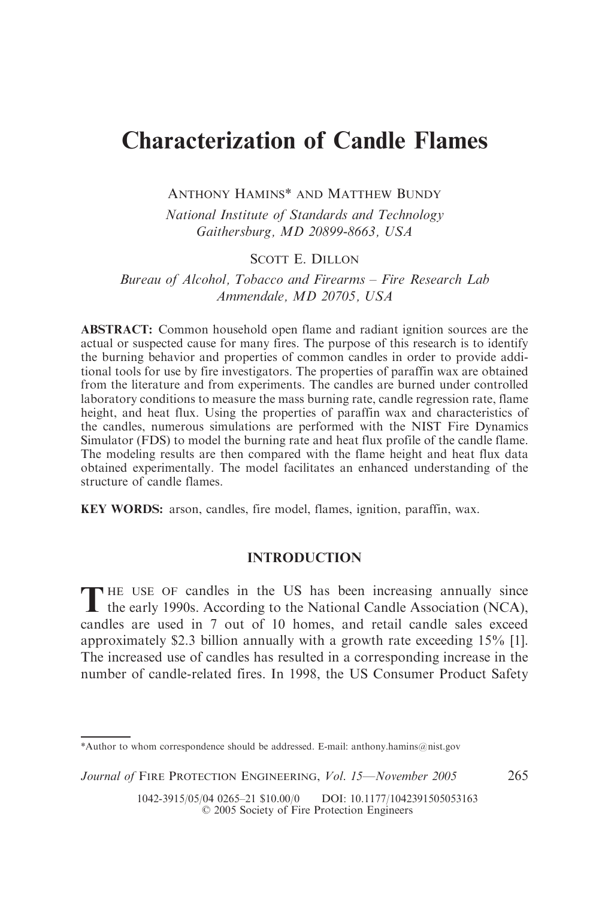# Characterization of Candle Flames

ANTHONY HAMINS* AND MATTHEW BUNDY

*National Institute of Standards and Technology*
*Gaithersburg, MD 20899-8663, USA*

SCOTT E. DILLON

*Bureau of Alcohol, Tobacco and Firearms – Fire Research Lab*
*Ammendale, MD 20705, USA*

**ABSTRACT:** Common household open flame and radiant ignition sources are the actual or suspected cause for many fires. The purpose of this research is to identify the burning behavior and properties of common candles in order to provide additional tools for use by fire investigators. The properties of paraffin wax are obtained from the literature and from experiments. The candles are burned under controlled laboratory conditions to measure the mass burning rate, candle regression rate, flame height, and heat flux. Using the properties of paraffin wax and characteristics of the candles, numerous simulations are performed with the NIST Fire Dynamics Simulator (FDS) to model the burning rate and heat flux profile of the candle flame. The modeling results are then compared with the flame height and heat flux data obtained experimentally. The model facilitates an enhanced understanding of the structure of candle flames.

**KEY WORDS:** arson, candles, fire model, flames, ignition, paraffin, wax.

## INTRODUCTION

THE USE OF candles in the US has been increasing annually since the early 1990s. According to the National Candle Association (NCA), candles are used in 7 out of 10 homes, and retail candle sales exceed approximately \$2.3 billion annually with a growth rate exceeding 15% [1]. The increased use of candles has resulted in a corresponding increase in the number of candle-related fires. In 1998, the US Consumer Product Safety

*Author to whom correspondence should be addressed. E-mail: anthony.hamins@nist.gov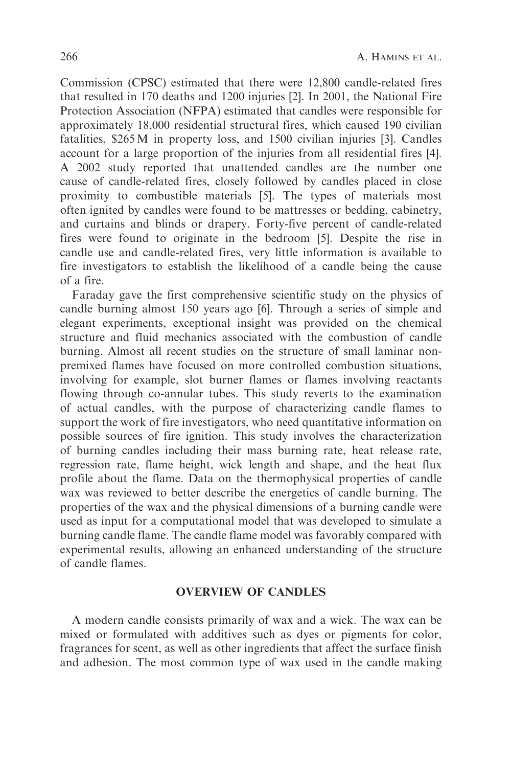Commission (CPSC) estimated that there were 12,800 candle-related fires that resulted in 170 deaths and 1200 injuries [2]. In 2001, the National Fire Protection Association (NFPA) estimated that candles were responsible for approximately 18,000 residential structural fires, which caused 190 civilian fatalities, \$265 M in property loss, and 1500 civilian injuries [3]. Candles account for a large proportion of the injuries from all residential fires [4]. A 2002 study reported that unattended candles are the number one cause of candle-related fires, closely followed by candles placed in close proximity to combustible materials [5]. The types of materials most often ignited by candles were found to be mattresses or bedding, cabinetry, and curtains and blinds or drapery. Forty-five percent of candle-related fires were found to originate in the bedroom [5]. Despite the rise in candle use and candle-related fires, very little information is available to fire investigators to establish the likelihood of a candle being the cause of a fire.

Faraday gave the first comprehensive scientific study on the physics of candle burning almost 150 years ago [6]. Through a series of simple and elegant experiments, exceptional insight was provided on the chemical structure and fluid mechanics associated with the combustion of candle burning. Almost all recent studies on the structure of small laminar non-premixed flames have focused on more controlled combustion situations, involving for example, slot burner flames or flames involving reactants flowing through co-annular tubes. This study reverts to the examination of actual candles, with the purpose of characterizing candle flames to support the work of fire investigators, who need quantitative information on possible sources of fire ignition. This study involves the characterization of burning candles including their mass burning rate, heat release rate, regression rate, flame height, wick length and shape, and the heat flux profile about the flame. Data on the thermophysical properties of candle wax was reviewed to better describe the energetics of candle burning. The properties of the wax and the physical dimensions of a burning candle were used as input for a computational model that was developed to simulate a burning candle flame. The candle flame model was favorably compared with experimental results, allowing an enhanced understanding of the structure of candle flames.

## OVERVIEW OF CANDLES

A modern candle consists primarily of wax and a wick. The wax can be mixed or formulated with additives such as dyes or pigments for color, fragrances for scent, as well as other ingredients that affect the surface finish and adhesion. The most common type of wax used in the candle making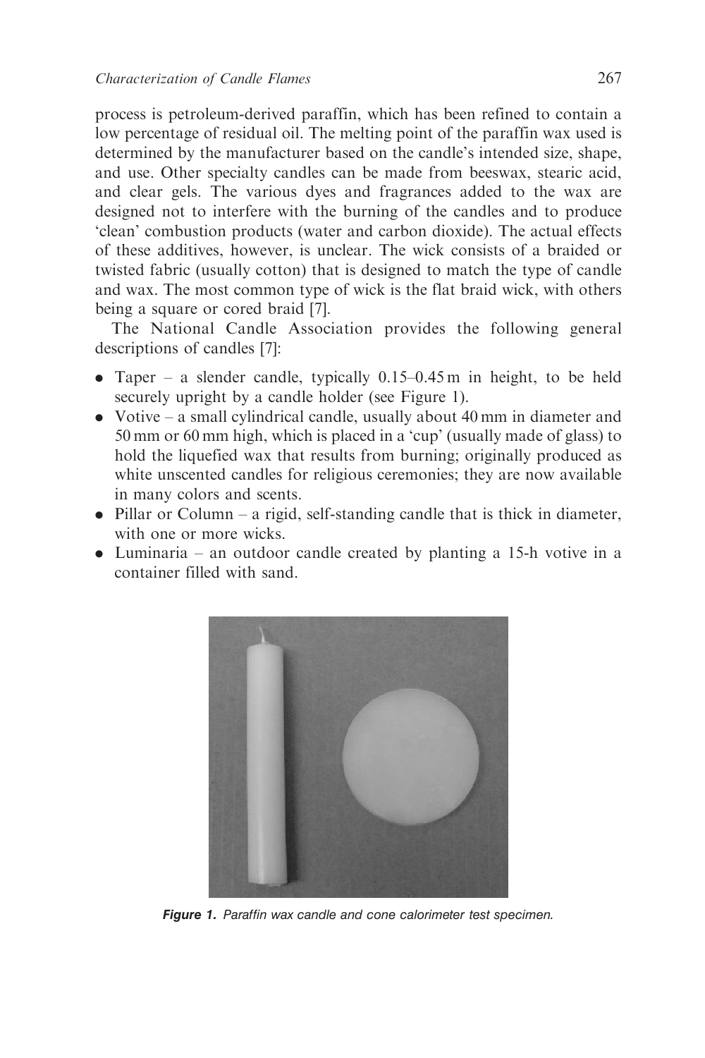process is petroleum-derived paraffin, which has been refined to contain a low percentage of residual oil. The melting point of the paraffin wax used is determined by the manufacturer based on the candle's intended size, shape, and use. Other specialty candles can be made from beeswax, stearic acid, and clear gels. The various dyes and fragrances added to the wax are designed not to interfere with the burning of the candles and to produce 'clean' combustion products (water and carbon dioxide). The actual effects of these additives, however, is unclear. The wick consists of a braided or twisted fabric (usually cotton) that is designed to match the type of candle and wax. The most common type of wick is the flat braid wick, with others being a square or cored braid [7].

The National Candle Association provides the following general descriptions of candles [7]:

- Taper – a slender candle, typically 0.15–0.45 m in height, to be held securely upright by a candle holder (see Figure 1).
- Votive – a small cylindrical candle, usually about 40 mm in diameter and 50 mm or 60 mm high, which is placed in a 'cup' (usually made of glass) to hold the liquefied wax that results from burning; originally produced as white unscented candles for religious ceremonies; they are now available in many colors and scents.
- Pillar or Column – a rigid, self-standing candle that is thick in diameter, with one or more wicks.
- Luminaria – an outdoor candle created by planting a 15-h votive in a container filled with sand.

***Figure 1.*** *Paraffin wax candle and cone calorimeter test specimen.*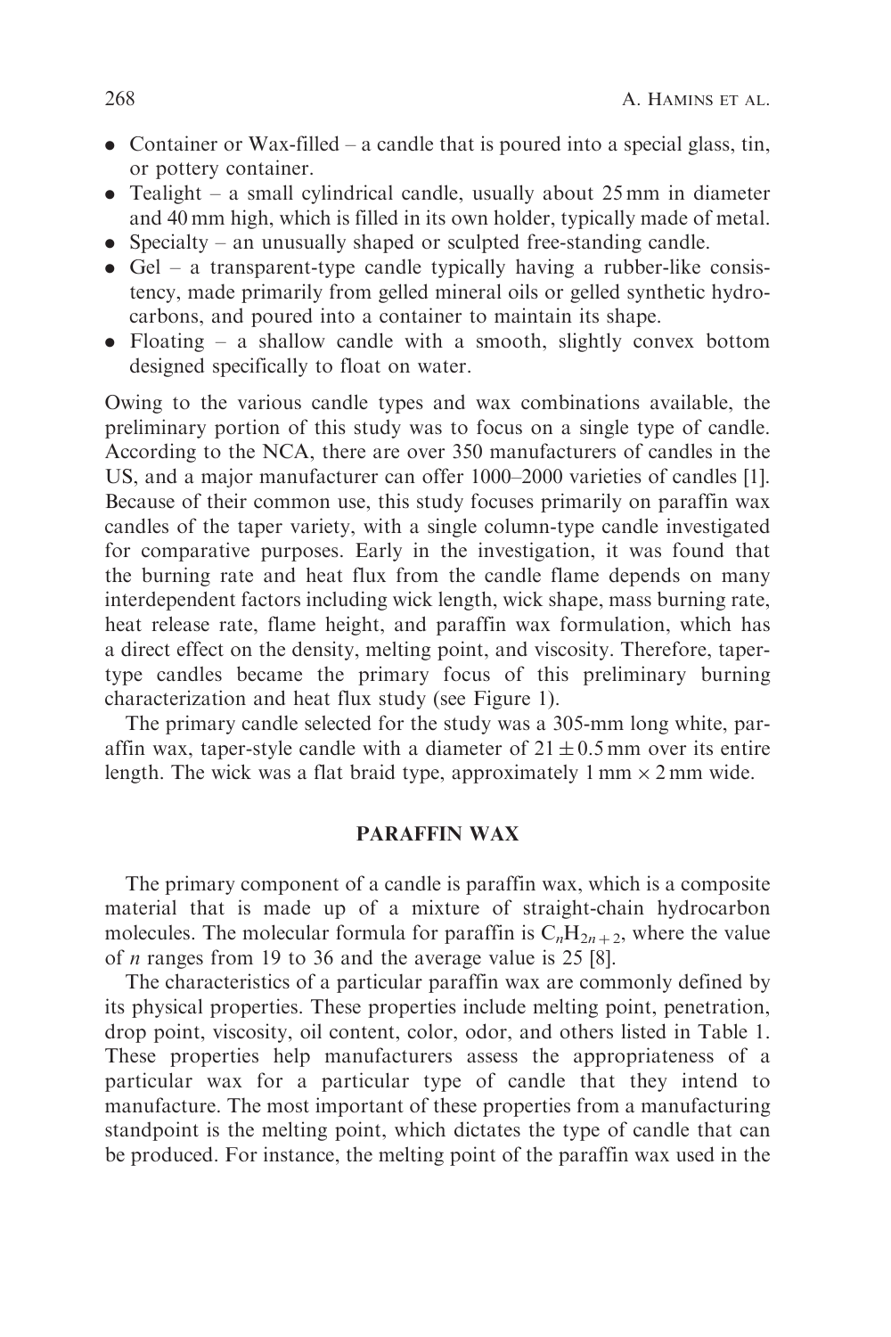- Container or Wax-filled – a candle that is poured into a special glass, tin, or pottery container.
- Tealight – a small cylindrical candle, usually about 25 mm in diameter and 40 mm high, which is filled in its own holder, typically made of metal.
- Specialty – an unusually shaped or sculpted free-standing candle.
- Gel – a transparent-type candle typically having a rubber-like consistency, made primarily from gelled mineral oils or gelled synthetic hydrocarbons, and poured into a container to maintain its shape.
- Floating – a shallow candle with a smooth, slightly convex bottom designed specifically to float on water.

Owing to the various candle types and wax combinations available, the preliminary portion of this study was to focus on a single type of candle. According to the NCA, there are over 350 manufacturers of candles in the US, and a major manufacturer can offer 1000–2000 varieties of candles [1]. Because of their common use, this study focuses primarily on paraffin wax candles of the taper variety, with a single column-type candle investigated for comparative purposes. Early in the investigation, it was found that the burning rate and heat flux from the candle flame depends on many interdependent factors including wick length, wick shape, mass burning rate, heat release rate, flame height, and paraffin wax formulation, which has a direct effect on the density, melting point, and viscosity. Therefore, taper-type candles became the primary focus of this preliminary burning characterization and heat flux study (see Figure 1).

The primary candle selected for the study was a 305-mm long white, paraffin wax, taper-style candle with a diameter of $21 \pm 0.5$ mm over its entire length. The wick was a flat braid type, approximately 1 mm $\times$ 2 mm wide.

## PARAFFIN WAX

The primary component of a candle is paraffin wax, which is a composite material that is made up of a mixture of straight-chain hydrocarbon molecules. The molecular formula for paraffin is $C_nH_{2n+2}$, where the value of $n$ ranges from 19 to 36 and the average value is 25 [8].

The characteristics of a particular paraffin wax are commonly defined by its physical properties. These properties include melting point, penetration, drop point, viscosity, oil content, color, odor, and others listed in Table 1. These properties help manufacturers assess the appropriateness of a particular wax for a particular type of candle that they intend to manufacture. The most important of these properties from a manufacturing standpoint is the melting point, which dictates the type of candle that can be produced. For instance, the melting point of the paraffin wax used in the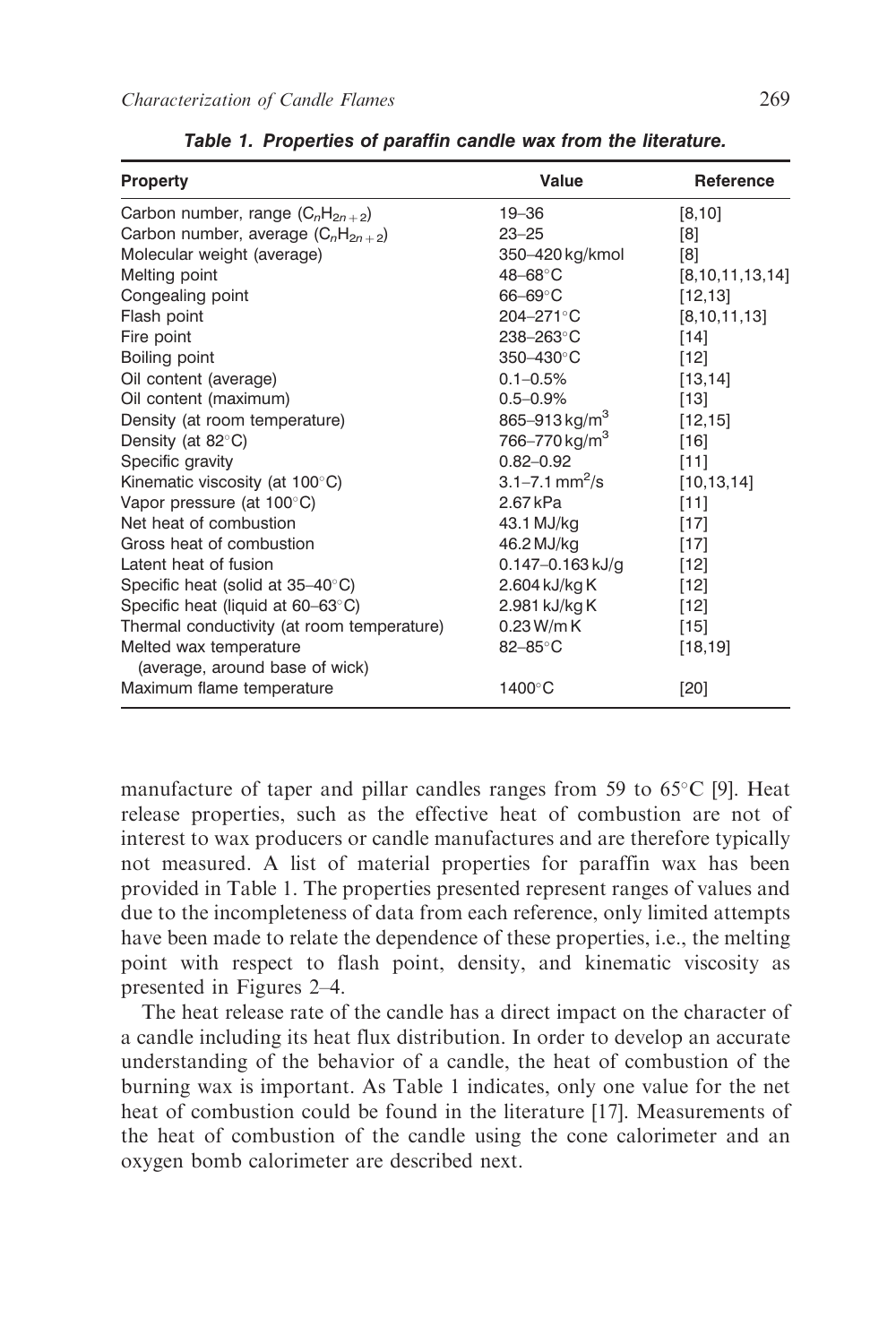**Table 1. Properties of paraffin candle wax from the literature.**

| Property | Value | Reference |
|---|---|---|
| Carbon number, range ($C_nH_{2n+2}$) | 19–36 | [8,10] |
| Carbon number, average ($C_nH_{2n+2}$) | 23–25 | [8] |
| Molecular weight (average) | 350–420 kg/kmol | [8] |
| Melting point | 48–68°C | [8,10,11,13,14] |
| Congealing point | 66–69°C | [12,13] |
| Flash point | 204–271°C | [8,10,11,13] |
| Fire point | 238–263°C | [14] |
| Boiling point | 350–430°C | [12] |
| Oil content (average) | 0.1–0.5% | [13,14] |
| Oil content (maximum) | 0.5–0.9% | [13] |
| Density (at room temperature) | 865–913 kg/m$^3$ | [12,15] |
| Density (at 82°C) | 766–770 kg/m$^3$ | [16] |
| Specific gravity | 0.82–0.92 | [11] |
| Kinematic viscosity (at 100°C) | 3.1–7.1 mm$^2$/s | [10,13,14] |
| Vapor pressure (at 100°C) | 2.67 kPa | [11] |
| Net heat of combustion | 43.1 MJ/kg | [17] |
| Gross heat of combustion | 46.2 MJ/kg | [17] |
| Latent heat of fusion | 0.147–0.163 kJ/g | [12] |
| Specific heat (solid at 35–40°C) | 2.604 kJ/kg K | [12] |
| Specific heat (liquid at 60–63°C) | 2.981 kJ/kg K | [12] |
| Thermal conductivity (at room temperature) | 0.23 W/m K | [15] |
| Melted wax temperature (average, around base of wick) | 82–85°C | [18,19] |
| Maximum flame temperature | 1400°C | [20] |

manufacture of taper and pillar candles ranges from 59 to 65°C [9]. Heat release properties, such as the effective heat of combustion are not of interest to wax producers or candle manufactures and are therefore typically not measured. A list of material properties for paraffin wax has been provided in Table 1. The properties presented represent ranges of values and due to the incompleteness of data from each reference, only limited attempts have been made to relate the dependence of these properties, i.e., the melting point with respect to flash point, density, and kinematic viscosity as presented in Figures 2–4.

The heat release rate of the candle has a direct impact on the character of a candle including its heat flux distribution. In order to develop an accurate understanding of the behavior of a candle, the heat of combustion of the burning wax is important. As Table 1 indicates, only one value for the net heat of combustion could be found in the literature [17]. Measurements of the heat of combustion of the candle using the cone calorimeter and an oxygen bomb calorimeter are described next.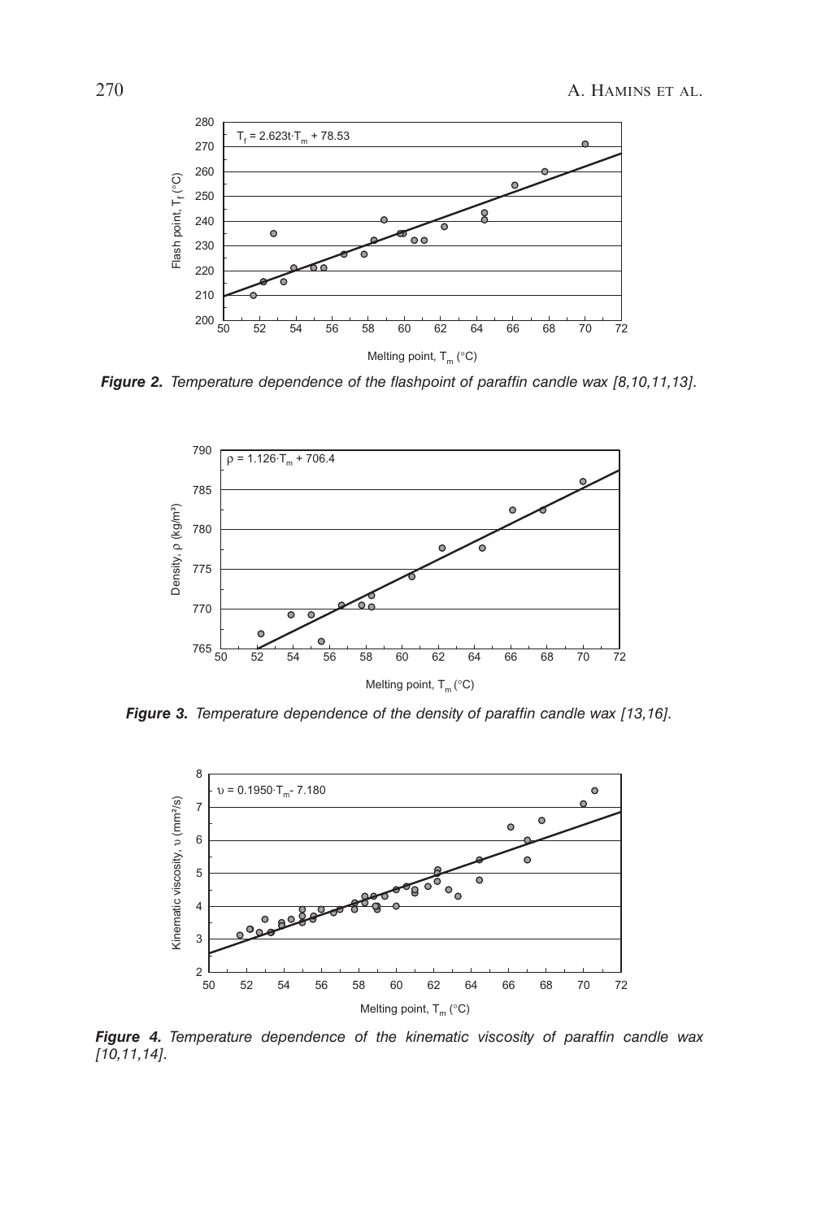*Figure 2. Temperature dependence of the flashpoint of paraffin candle wax [8,10,11,13].*

*Figure 3. Temperature dependence of the density of paraffin candle wax [13,16].*

*Figure 4. Temperature dependence of the kinematic viscosity of paraffin candle wax [10,11,14].*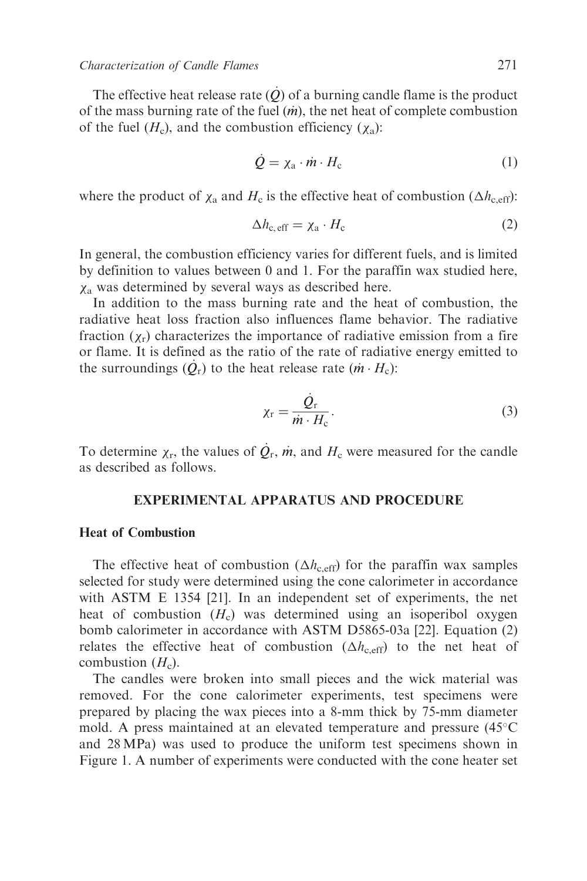The effective heat release rate ($\dot{Q}$) of a burning candle flame is the product of the mass burning rate of the fuel ($\dot{m}$), the net heat of complete combustion of the fuel ($H_c$), and the combustion efficiency ($\chi_a$):

$$\dot{Q} = \chi_a \cdot \dot{m} \cdot H_c \tag{1}$$

where the product of $\chi_a$ and $H_c$ is the effective heat of combustion ($\Delta h_{c,eff}$):

$$\Delta h_{c,\,eff} = \chi_a \cdot H_c \tag{2}$$

In general, the combustion efficiency varies for different fuels, and is limited by definition to values between 0 and 1. For the paraffin wax studied here, $\chi_a$ was determined by several ways as described here.

In addition to the mass burning rate and the heat of combustion, the radiative heat loss fraction also influences flame behavior. The radiative fraction ($\chi_r$) characterizes the importance of radiative emission from a fire or flame. It is defined as the ratio of the rate of radiative energy emitted to the surroundings ($\dot{Q}_r$) to the heat release rate ($\dot{m} \cdot H_c$):

$$\chi_r = \frac{\dot{Q}_r}{\dot{m} \cdot H_c}. \tag{3}$$

To determine $\chi_r$, the values of $\dot{Q}_r$, $\dot{m}$, and $H_c$ were measured for the candle as described as follows.

## EXPERIMENTAL APPARATUS AND PROCEDURE

### Heat of Combustion

The effective heat of combustion ($\Delta h_{c,eff}$) for the paraffin wax samples selected for study were determined using the cone calorimeter in accordance with ASTM E 1354 [21]. In an independent set of experiments, the net heat of combustion ($H_c$) was determined using an isoperibol oxygen bomb calorimeter in accordance with ASTM D5865-03a [22]. Equation (2) relates the effective heat of combustion ($\Delta h_{c,eff}$) to the net heat of combustion ($H_c$).

The candles were broken into small pieces and the wick material was removed. For the cone calorimeter experiments, test specimens were prepared by placing the wax pieces into a 8-mm thick by 75-mm diameter mold. A press maintained at an elevated temperature and pressure (45°C and 28 MPa) was used to produce the uniform test specimens shown in Figure 1. A number of experiments were conducted with the cone heater set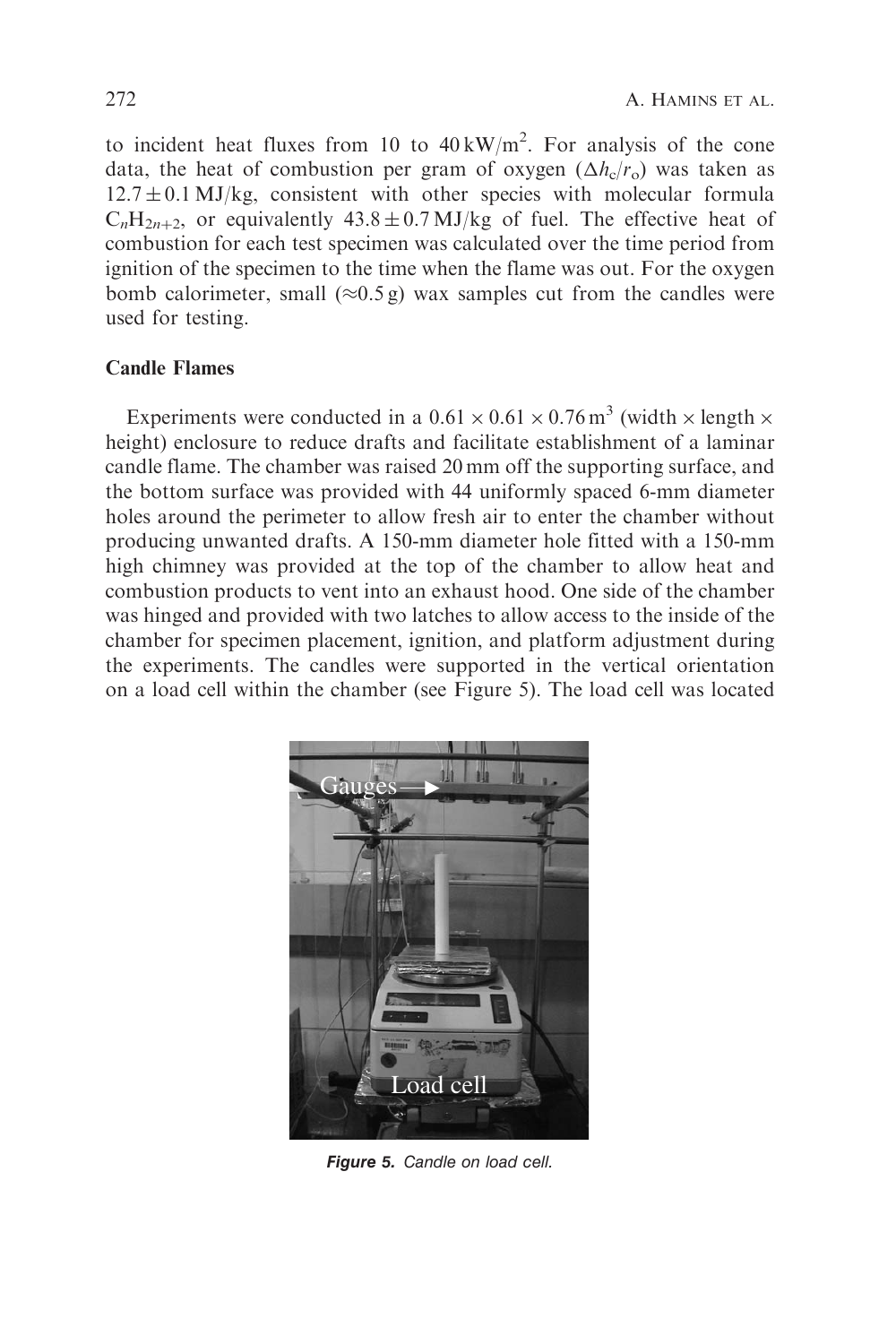to incident heat fluxes from 10 to 40 $kW/m^2$. For analysis of the cone data, the heat of combustion per gram of oxygen ($\Delta h_c/r_o$) was taken as $12.7 \pm 0.1$ MJ/kg, consistent with other species with molecular formula $C_nH_{2n+2}$, or equivalently $43.8 \pm 0.7$ MJ/kg of fuel. The effective heat of combustion for each test specimen was calculated over the time period from ignition of the specimen to the time when the flame was out. For the oxygen bomb calorimeter, small ($\approx$0.5 g) wax samples cut from the candles were used for testing.

### Candle Flames

Experiments were conducted in a $0.61 \times 0.61 \times 0.76\,m^3$ (width $\times$ length $\times$ height) enclosure to reduce drafts and facilitate establishment of a laminar candle flame. The chamber was raised 20 mm off the supporting surface, and the bottom surface was provided with 44 uniformly spaced 6-mm diameter holes around the perimeter to allow fresh air to enter the chamber without producing unwanted drafts. A 150-mm diameter hole fitted with a 150-mm high chimney was provided at the top of the chamber to allow heat and combustion products to vent into an exhaust hood. One side of the chamber was hinged and provided with two latches to allow access to the inside of the chamber for specimen placement, ignition, and platform adjustment during the experiments. The candles were supported in the vertical orientation on a load cell within the chamber (see Figure 5). The load cell was located

**Figure 5.** *Candle on load cell.*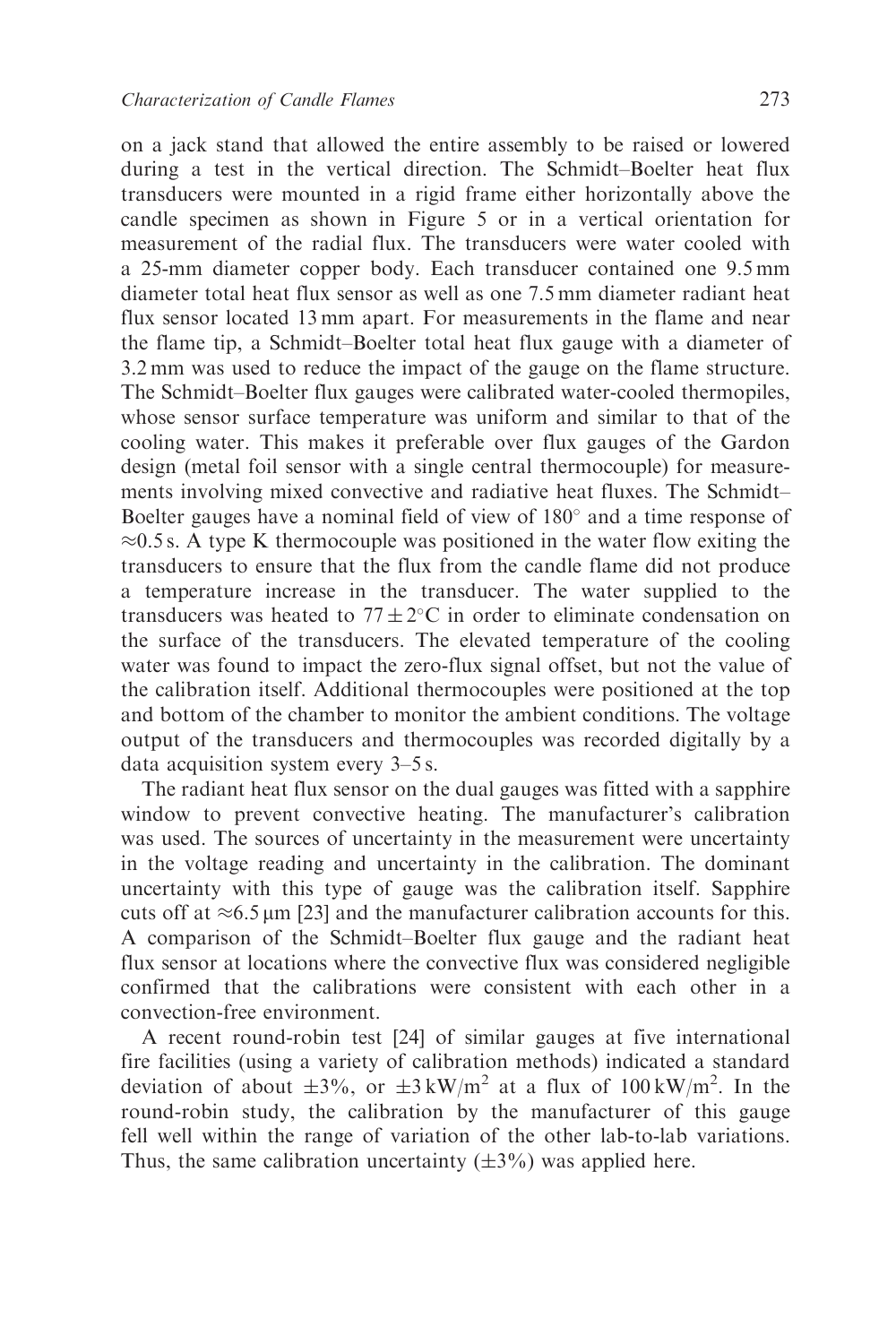on a jack stand that allowed the entire assembly to be raised or lowered during a test in the vertical direction. The Schmidt–Boelter heat flux transducers were mounted in a rigid frame either horizontally above the candle specimen as shown in Figure 5 or in a vertical orientation for measurement of the radial flux. The transducers were water cooled with a 25-mm diameter copper body. Each transducer contained one 9.5 mm diameter total heat flux sensor as well as one 7.5 mm diameter radiant heat flux sensor located 13 mm apart. For measurements in the flame and near the flame tip, a Schmidt–Boelter total heat flux gauge with a diameter of 3.2 mm was used to reduce the impact of the gauge on the flame structure. The Schmidt–Boelter flux gauges were calibrated water-cooled thermopiles, whose sensor surface temperature was uniform and similar to that of the cooling water. This makes it preferable over flux gauges of the Gardon design (metal foil sensor with a single central thermocouple) for measurements involving mixed convective and radiative heat fluxes. The Schmidt–Boelter gauges have a nominal field of view of $180^{\circ}$ and a time response of $\approx 0.5$ s. A type K thermocouple was positioned in the water flow exiting the transducers to ensure that the flux from the candle flame did not produce a temperature increase in the transducer. The water supplied to the transducers was heated to $77 \pm 2^{\circ}$C in order to eliminate condensation on the surface of the transducers. The elevated temperature of the cooling water was found to impact the zero-flux signal offset, but not the value of the calibration itself. Additional thermocouples were positioned at the top and bottom of the chamber to monitor the ambient conditions. The voltage output of the transducers and thermocouples was recorded digitally by a data acquisition system every 3–5 s.

The radiant heat flux sensor on the dual gauges was fitted with a sapphire window to prevent convective heating. The manufacturer's calibration was used. The sources of uncertainty in the measurement were uncertainty in the voltage reading and uncertainty in the calibration. The dominant uncertainty with this type of gauge was the calibration itself. Sapphire cuts off at $\approx 6.5\,\mu$m [23] and the manufacturer calibration accounts for this. A comparison of the Schmidt–Boelter flux gauge and the radiant heat flux sensor at locations where the convective flux was considered negligible confirmed that the calibrations were consistent with each other in a convection-free environment.

A recent round-robin test [24] of similar gauges at five international fire facilities (using a variety of calibration methods) indicated a standard deviation of about $\pm 3\%$, or $\pm 3\,\text{kW/m}^2$ at a flux of $100\,\text{kW/m}^2$. In the round-robin study, the calibration by the manufacturer of this gauge fell well within the range of variation of the other lab-to-lab variations. Thus, the same calibration uncertainty ($\pm 3\%$) was applied here.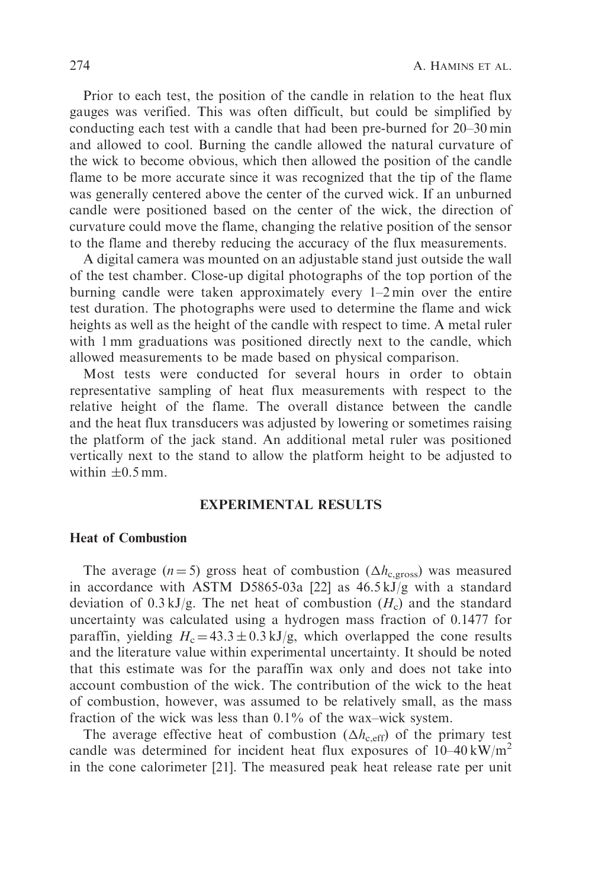Prior to each test, the position of the candle in relation to the heat flux gauges was verified. This was often difficult, but could be simplified by conducting each test with a candle that had been pre-burned for 20–30 min and allowed to cool. Burning the candle allowed the natural curvature of the wick to become obvious, which then allowed the position of the candle flame to be more accurate since it was recognized that the tip of the flame was generally centered above the center of the curved wick. If an unburned candle were positioned based on the center of the wick, the direction of curvature could move the flame, changing the relative position of the sensor to the flame and thereby reducing the accuracy of the flux measurements.

A digital camera was mounted on an adjustable stand just outside the wall of the test chamber. Close-up digital photographs of the top portion of the burning candle were taken approximately every 1–2 min over the entire test duration. The photographs were used to determine the flame and wick heights as well as the height of the candle with respect to time. A metal ruler with 1 mm graduations was positioned directly next to the candle, which allowed measurements to be made based on physical comparison.

Most tests were conducted for several hours in order to obtain representative sampling of heat flux measurements with respect to the relative height of the flame. The overall distance between the candle and the heat flux transducers was adjusted by lowering or sometimes raising the platform of the jack stand. An additional metal ruler was positioned vertically next to the stand to allow the platform height to be adjusted to within $\pm 0.5$ mm.

## EXPERIMENTAL RESULTS

### Heat of Combustion

The average ($n = 5$) gross heat of combustion ($\Delta h_{c,gross}$) was measured in accordance with ASTM D5865-03a [22] as 46.5 kJ/g with a standard deviation of 0.3 kJ/g. The net heat of combustion ($H_c$) and the standard uncertainty was calculated using a hydrogen mass fraction of 0.1477 for paraffin, yielding $H_c = 43.3 \pm 0.3$ kJ/g, which overlapped the cone results and the literature value within experimental uncertainty. It should be noted that this estimate was for the paraffin wax only and does not take into account combustion of the wick. The contribution of the wick to the heat of combustion, however, was assumed to be relatively small, as the mass fraction of the wick was less than 0.1% of the wax–wick system.

The average effective heat of combustion ($\Delta h_{c,eff}$) of the primary test candle was determined for incident heat flux exposures of 10–40 kW/m$^2$ in the cone calorimeter [21]. The measured peak heat release rate per unit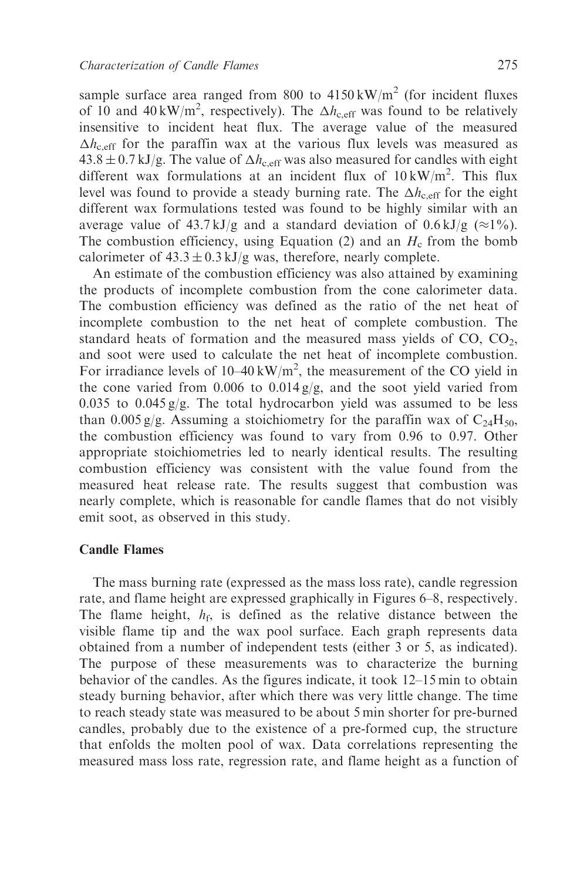sample surface area ranged from 800 to 4150 kW/m$^2$ (for incident fluxes of 10 and 40 kW/m$^2$, respectively). The $\Delta h_{c,eff}$ was found to be relatively insensitive to incident heat flux. The average value of the measured $\Delta h_{c,eff}$ for the paraffin wax at the various flux levels was measured as $43.8 \pm 0.7$ kJ/g. The value of $\Delta h_{c,eff}$ was also measured for candles with eight different wax formulations at an incident flux of 10 kW/m$^2$. This flux level was found to provide a steady burning rate. The $\Delta h_{c,eff}$ for the eight different wax formulations tested was found to be highly similar with an average value of 43.7 kJ/g and a standard deviation of 0.6 kJ/g ($\approx$1%). The combustion efficiency, using Equation (2) and an $H_c$ from the bomb calorimeter of $43.3 \pm 0.3$ kJ/g was, therefore, nearly complete.

An estimate of the combustion efficiency was also attained by examining the products of incomplete combustion from the cone calorimeter data. The combustion efficiency was defined as the ratio of the net heat of incomplete combustion to the net heat of complete combustion. The standard heats of formation and the measured mass yields of CO, $CO_2$, and soot were used to calculate the net heat of incomplete combustion. For irradiance levels of 10–40 kW/m$^2$, the measurement of the CO yield in the cone varied from 0.006 to 0.014 g/g, and the soot yield varied from 0.035 to 0.045 g/g. The total hydrocarbon yield was assumed to be less than 0.005 g/g. Assuming a stoichiometry for the paraffin wax of $C_{24}H_{50}$, the combustion efficiency was found to vary from 0.96 to 0.97. Other appropriate stoichiometries led to nearly identical results. The resulting combustion efficiency was consistent with the value found from the measured heat release rate. The results suggest that combustion was nearly complete, which is reasonable for candle flames that do not visibly emit soot, as observed in this study.

## Candle Flames

The mass burning rate (expressed as the mass loss rate), candle regression rate, and flame height are expressed graphically in Figures 6–8, respectively. The flame height, $h_f$, is defined as the relative distance between the visible flame tip and the wax pool surface. Each graph represents data obtained from a number of independent tests (either 3 or 5, as indicated). The purpose of these measurements was to characterize the burning behavior of the candles. As the figures indicate, it took 12–15 min to obtain steady burning behavior, after which there was very little change. The time to reach steady state was measured to be about 5 min shorter for pre-burned candles, probably due to the existence of a pre-formed cup, the structure that enfolds the molten pool of wax. Data correlations representing the measured mass loss rate, regression rate, and flame height as a function of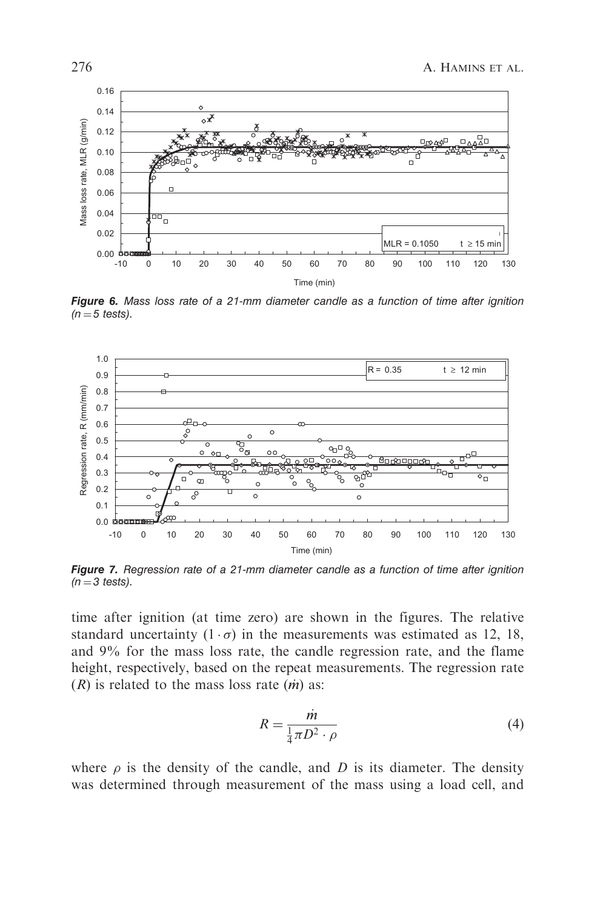**Figure 6.** *Mass loss rate of a 21-mm diameter candle as a function of time after ignition ($n = 5$ tests).*

**Figure 7.** *Regression rate of a 21-mm diameter candle as a function of time after ignition ($n = 3$ tests).*

time after ignition (at time zero) are shown in the figures. The relative standard uncertainty $(1 \cdot \sigma)$ in the measurements was estimated as 12, 18, and 9% for the mass loss rate, the candle regression rate, and the flame height, respectively, based on the repeat measurements. The regression rate ($R$) is related to the mass loss rate ($\dot{m}$) as:

$$R = \frac{\dot{m}}{\frac{1}{4}\pi D^2 \cdot \rho} \tag{4}$$

where $\rho$ is the density of the candle, and $D$ is its diameter. The density was determined through measurement of the mass using a load cell, and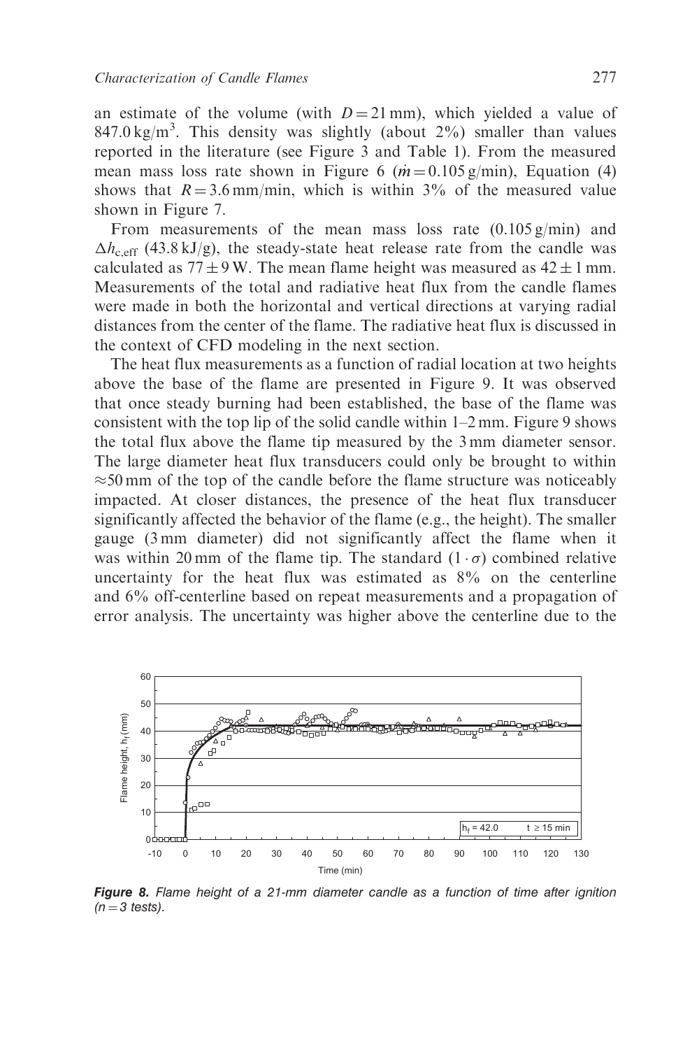an estimate of the volume (with $D = 21$ mm), which yielded a value of 847.0 kg/m$^3$. This density was slightly (about 2%) smaller than values reported in the literature (see Figure 3 and Table 1). From the measured mean mass loss rate shown in Figure 6 ($\dot{m} = 0.105$ g/min), Equation (4) shows that $R = 3.6$ mm/min, which is within 3% of the measured value shown in Figure 7.

From measurements of the mean mass loss rate (0.105 g/min) and $\Delta h_{c,eff}$ (43.8 kJ/g), the steady-state heat release rate from the candle was calculated as $77 \pm 9$ W. The mean flame height was measured as $42 \pm 1$ mm. Measurements of the total and radiative heat flux from the candle flames were made in both the horizontal and vertical directions at varying radial distances from the center of the flame. The radiative heat flux is discussed in the context of CFD modeling in the next section.

The heat flux measurements as a function of radial location at two heights above the base of the flame are presented in Figure 9. It was observed that once steady burning had been established, the base of the flame was consistent with the top lip of the solid candle within 1–2 mm. Figure 9 shows the total flux above the flame tip measured by the 3 mm diameter sensor. The large diameter heat flux transducers could only be brought to within ≈50 mm of the top of the candle before the flame structure was noticeably impacted. At closer distances, the presence of the heat flux transducer significantly affected the behavior of the flame (e.g., the height). The smaller gauge (3 mm diameter) did not significantly affect the flame when it was within 20 mm of the flame tip. The standard $(1 \cdot \sigma)$ combined relative uncertainty for the heat flux was estimated as 8% on the centerline and 6% off-centerline based on repeat measurements and a propagation of error analysis. The uncertainty was higher above the centerline due to the

***Figure 8.*** *Flame height of a 21-mm diameter candle as a function of time after ignition ($n = 3$ tests).*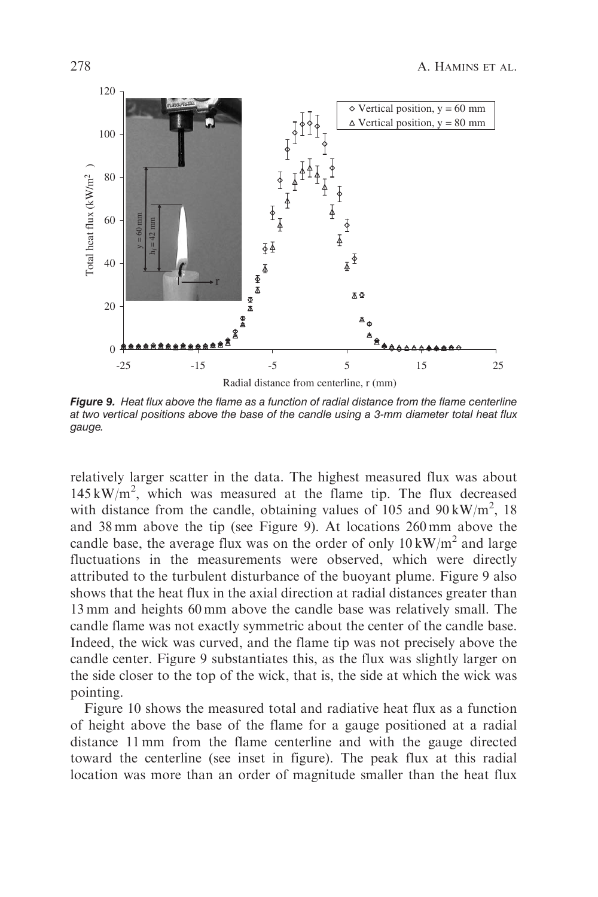**Figure 9.** *Heat flux above the flame as a function of radial distance from the flame centerline at two vertical positions above the base of the candle using a 3-mm diameter total heat flux gauge.*

relatively larger scatter in the data. The highest measured flux was about $145\,\mathrm{kW/m^2}$, which was measured at the flame tip. The flux decreased with distance from the candle, obtaining values of 105 and $90\,\mathrm{kW/m^2}$, 18 and 38 mm above the tip (see Figure 9). At locations 260 mm above the candle base, the average flux was on the order of only $10\,\mathrm{kW/m^2}$ and large fluctuations in the measurements were observed, which were directly attributed to the turbulent disturbance of the buoyant plume. Figure 9 also shows that the heat flux in the axial direction at radial distances greater than 13 mm and heights 60 mm above the candle base was relatively small. The candle flame was not exactly symmetric about the center of the candle base. Indeed, the wick was curved, and the flame tip was not precisely above the candle center. Figure 9 substantiates this, as the flux was slightly larger on the side closer to the top of the wick, that is, the side at which the wick was pointing.

Figure 10 shows the measured total and radiative heat flux as a function of height above the base of the flame for a gauge positioned at a radial distance 11 mm from the flame centerline and with the gauge directed toward the centerline (see inset in figure). The peak flux at this radial location was more than an order of magnitude smaller than the heat flux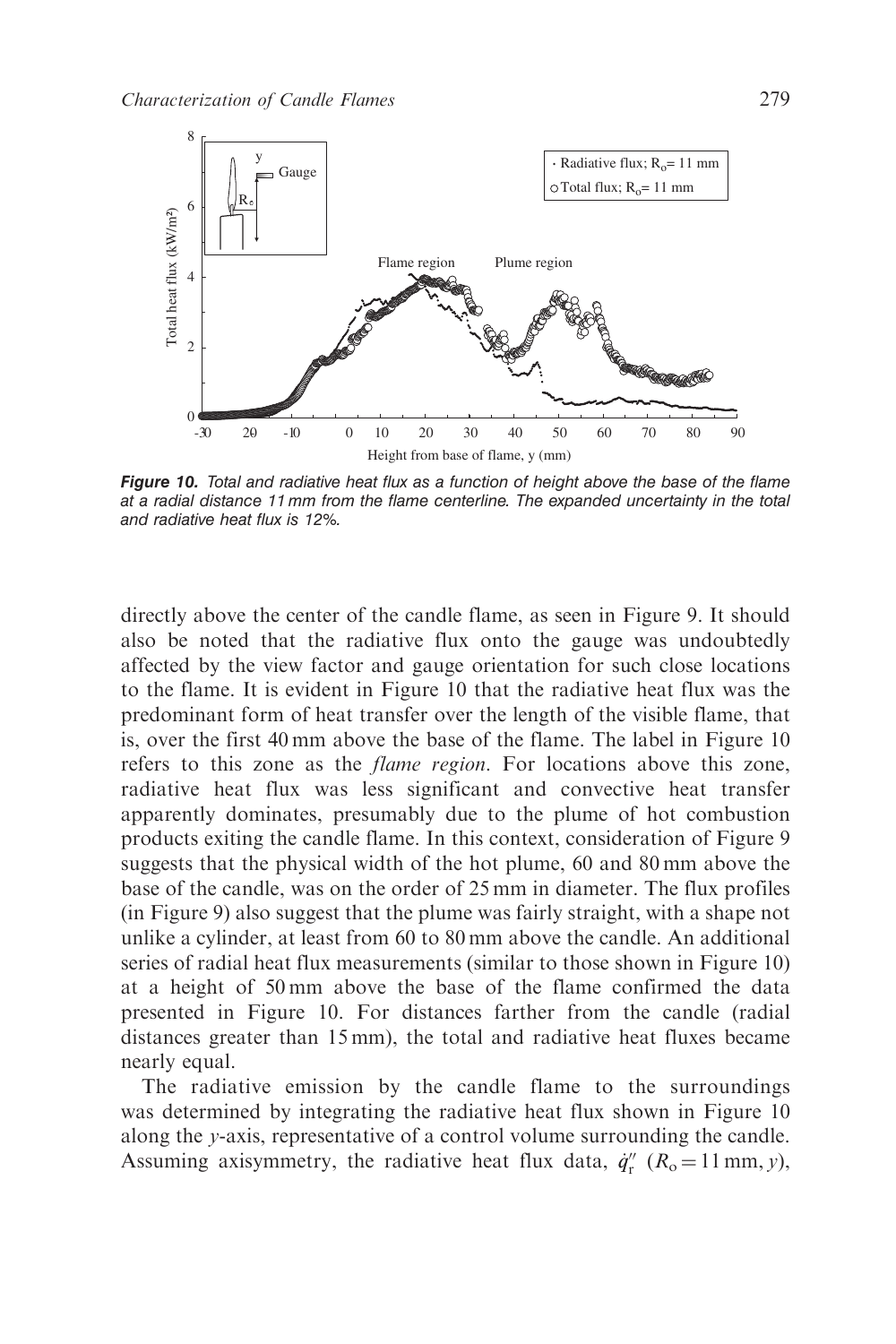**Figure 10.** *Total and radiative heat flux as a function of height above the base of the flame at a radial distance 11 mm from the flame centerline. The expanded uncertainty in the total and radiative heat flux is 12%.*

directly above the center of the candle flame, as seen in Figure 9. It should also be noted that the radiative flux onto the gauge was undoubtedly affected by the view factor and gauge orientation for such close locations to the flame. It is evident in Figure 10 that the radiative heat flux was the predominant form of heat transfer over the length of the visible flame, that is, over the first 40 mm above the base of the flame. The label in Figure 10 refers to this zone as the *flame region*. For locations above this zone, radiative heat flux was less significant and convective heat transfer apparently dominates, presumably due to the plume of hot combustion products exiting the candle flame. In this context, consideration of Figure 9 suggests that the physical width of the hot plume, 60 and 80 mm above the base of the candle, was on the order of 25 mm in diameter. The flux profiles (in Figure 9) also suggest that the plume was fairly straight, with a shape not unlike a cylinder, at least from 60 to 80 mm above the candle. An additional series of radial heat flux measurements (similar to those shown in Figure 10) at a height of 50 mm above the base of the flame confirmed the data presented in Figure 10. For distances farther from the candle (radial distances greater than 15 mm), the total and radiative heat fluxes became nearly equal.

The radiative emission by the candle flame to the surroundings was determined by integrating the radiative heat flux shown in Figure 10 along the $y$-axis, representative of a control volume surrounding the candle. Assuming axisymmetry, the radiative heat flux data, $\dot{q}''_{\mathrm{r}}$ ($R_{\mathrm{o}} = 11\,\mathrm{mm}, y$),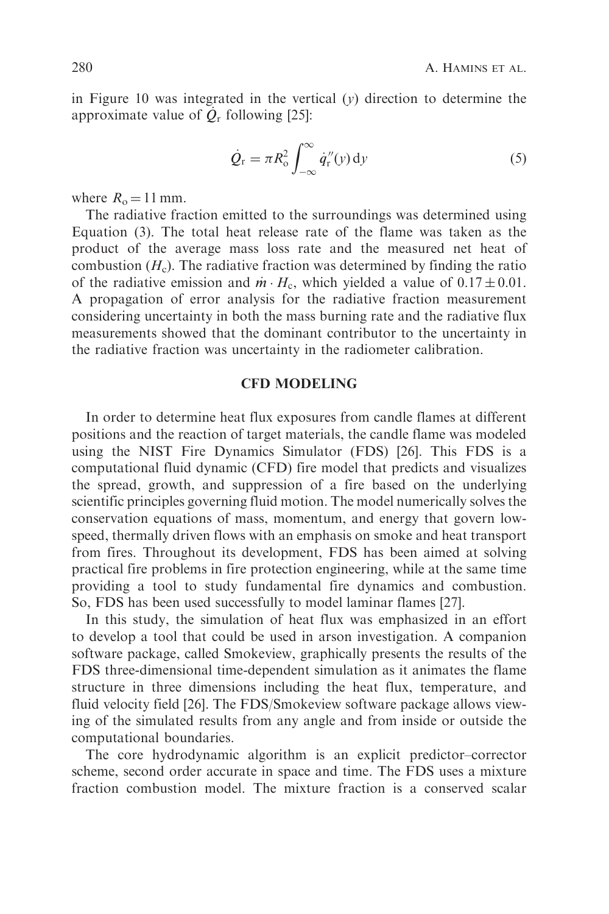in Figure 10 was integrated in the vertical ($y$) direction to determine the approximate value of $\dot{Q}_r$ following [25]:

$$\dot{Q}_r = \pi R_o^2 \int_{-\infty}^{\infty} \dot{q}_r''(y)\,\mathrm{d}y \tag{5}$$

where $R_o = 11\,\mathrm{mm}$.

The radiative fraction emitted to the surroundings was determined using Equation (3). The total heat release rate of the flame was taken as the product of the average mass loss rate and the measured net heat of combustion ($H_c$). The radiative fraction was determined by finding the ratio of the radiative emission and $\dot{m} \cdot H_c$, which yielded a value of $0.17 \pm 0.01$. A propagation of error analysis for the radiative fraction measurement considering uncertainty in both the mass burning rate and the radiative flux measurements showed that the dominant contributor to the uncertainty in the radiative fraction was uncertainty in the radiometer calibration.

## CFD MODELING

In order to determine heat flux exposures from candle flames at different positions and the reaction of target materials, the candle flame was modeled using the NIST Fire Dynamics Simulator (FDS) [26]. This FDS is a computational fluid dynamic (CFD) fire model that predicts and visualizes the spread, growth, and suppression of a fire based on the underlying scientific principles governing fluid motion. The model numerically solves the conservation equations of mass, momentum, and energy that govern low-speed, thermally driven flows with an emphasis on smoke and heat transport from fires. Throughout its development, FDS has been aimed at solving practical fire problems in fire protection engineering, while at the same time providing a tool to study fundamental fire dynamics and combustion. So, FDS has been used successfully to model laminar flames [27].

In this study, the simulation of heat flux was emphasized in an effort to develop a tool that could be used in arson investigation. A companion software package, called Smokeview, graphically presents the results of the FDS three-dimensional time-dependent simulation as it animates the flame structure in three dimensions including the heat flux, temperature, and fluid velocity field [26]. The FDS/Smokeview software package allows viewing of the simulated results from any angle and from inside or outside the computational boundaries.

The core hydrodynamic algorithm is an explicit predictor–corrector scheme, second order accurate in space and time. The FDS uses a mixture fraction combustion model. The mixture fraction is a conserved scalar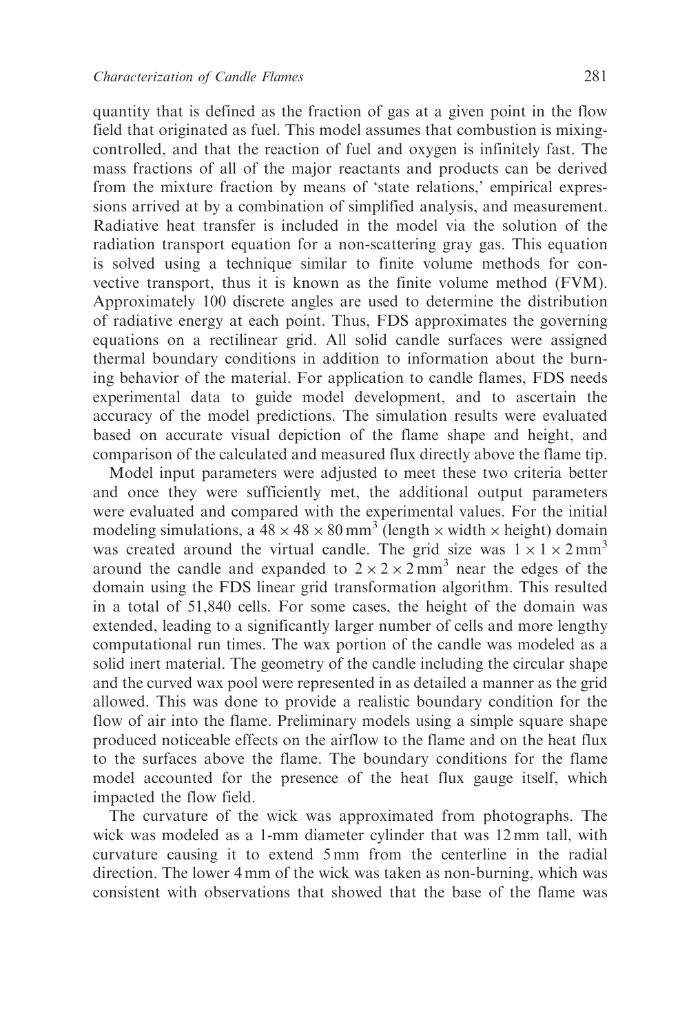quantity that is defined as the fraction of gas at a given point in the flow field that originated as fuel. This model assumes that combustion is mixing-controlled, and that the reaction of fuel and oxygen is infinitely fast. The mass fractions of all of the major reactants and products can be derived from the mixture fraction by means of 'state relations,' empirical expressions arrived at by a combination of simplified analysis, and measurement. Radiative heat transfer is included in the model via the solution of the radiation transport equation for a non-scattering gray gas. This equation is solved using a technique similar to finite volume methods for convective transport, thus it is known as the finite volume method (FVM). Approximately 100 discrete angles are used to determine the distribution of radiative energy at each point. Thus, FDS approximates the governing equations on a rectilinear grid. All solid candle surfaces were assigned thermal boundary conditions in addition to information about the burning behavior of the material. For application to candle flames, FDS needs experimental data to guide model development, and to ascertain the accuracy of the model predictions. The simulation results were evaluated based on accurate visual depiction of the flame shape and height, and comparison of the calculated and measured flux directly above the flame tip.

Model input parameters were adjusted to meet these two criteria better and once they were sufficiently met, the additional output parameters were evaluated and compared with the experimental values. For the initial modeling simulations, a $48 \times 48 \times 80\,\text{mm}^3$ (length $\times$ width $\times$ height) domain was created around the virtual candle. The grid size was $1 \times 1 \times 2\,\text{mm}^3$ around the candle and expanded to $2 \times 2 \times 2\,\text{mm}^3$ near the edges of the domain using the FDS linear grid transformation algorithm. This resulted in a total of 51,840 cells. For some cases, the height of the domain was extended, leading to a significantly larger number of cells and more lengthy computational run times. The wax portion of the candle was modeled as a solid inert material. The geometry of the candle including the circular shape and the curved wax pool were represented in as detailed a manner as the grid allowed. This was done to provide a realistic boundary condition for the flow of air into the flame. Preliminary models using a simple square shape produced noticeable effects on the airflow to the flame and on the heat flux to the surfaces above the flame. The boundary conditions for the flame model accounted for the presence of the heat flux gauge itself, which impacted the flow field.

The curvature of the wick was approximated from photographs. The wick was modeled as a 1-mm diameter cylinder that was 12 mm tall, with curvature causing it to extend 5 mm from the centerline in the radial direction. The lower 4 mm of the wick was taken as non-burning, which was consistent with observations that showed that the base of the flame was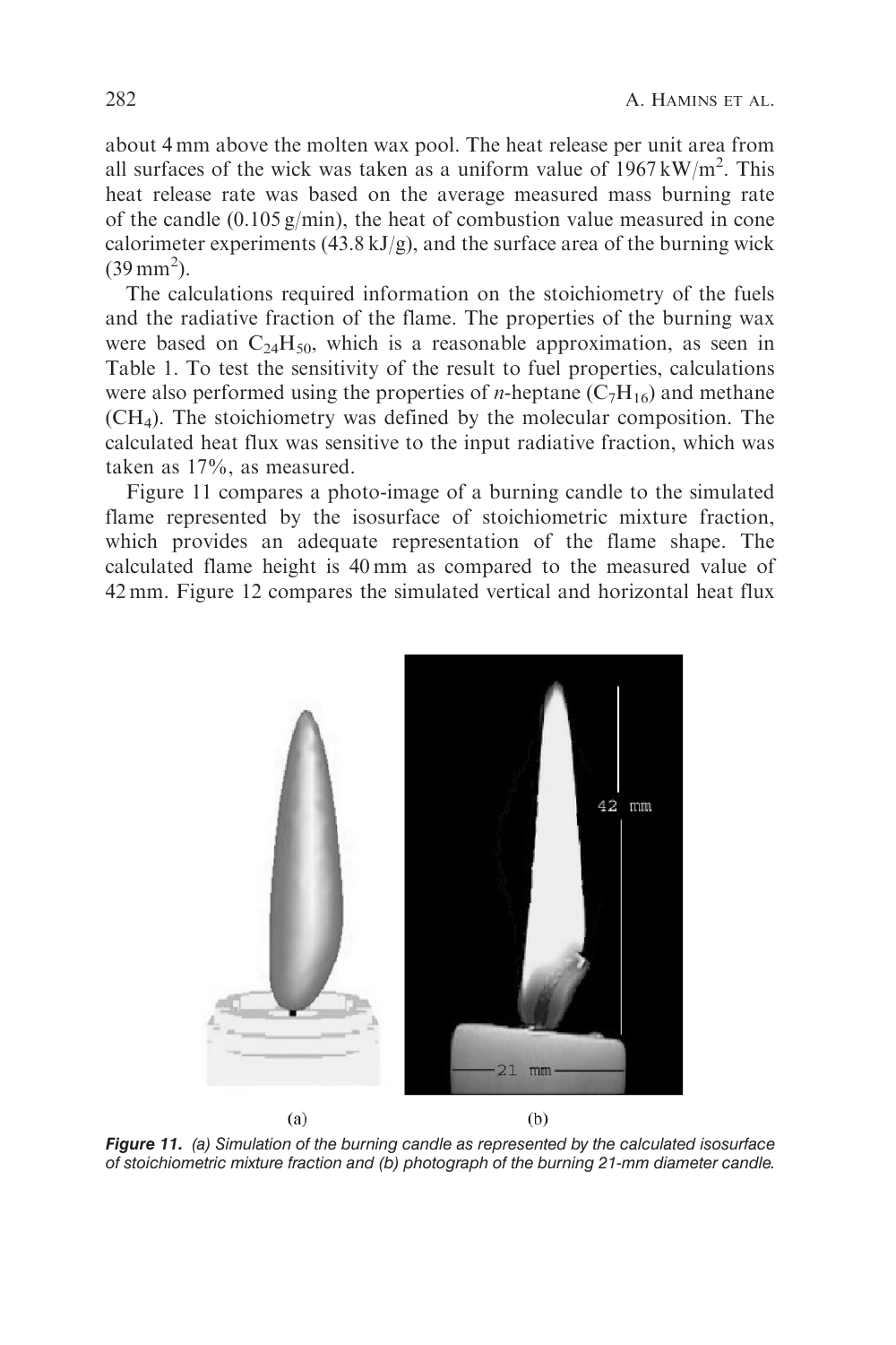about 4 mm above the molten wax pool. The heat release per unit area from all surfaces of the wick was taken as a uniform value of 1967 kW/m$^2$. This heat release rate was based on the average measured mass burning rate of the candle (0.105 g/min), the heat of combustion value measured in cone calorimeter experiments (43.8 kJ/g), and the surface area of the burning wick (39 mm$^2$).

The calculations required information on the stoichiometry of the fuels and the radiative fraction of the flame. The properties of the burning wax were based on $C_{24}H_{50}$, which is a reasonable approximation, as seen in Table 1. To test the sensitivity of the result to fuel properties, calculations were also performed using the properties of *n*-heptane ($C_7H_{16}$) and methane ($CH_4$). The stoichiometry was defined by the molecular composition. The calculated heat flux was sensitive to the input radiative fraction, which was taken as 17%, as measured.

Figure 11 compares a photo-image of a burning candle to the simulated flame represented by the isosurface of stoichiometric mixture fraction, which provides an adequate representation of the flame shape. The calculated flame height is 40 mm as compared to the measured value of 42 mm. Figure 12 compares the simulated vertical and horizontal heat flux

*Figure 11. (a) Simulation of the burning candle as represented by the calculated isosurface of stoichiometric mixture fraction and (b) photograph of the burning 21-mm diameter candle.*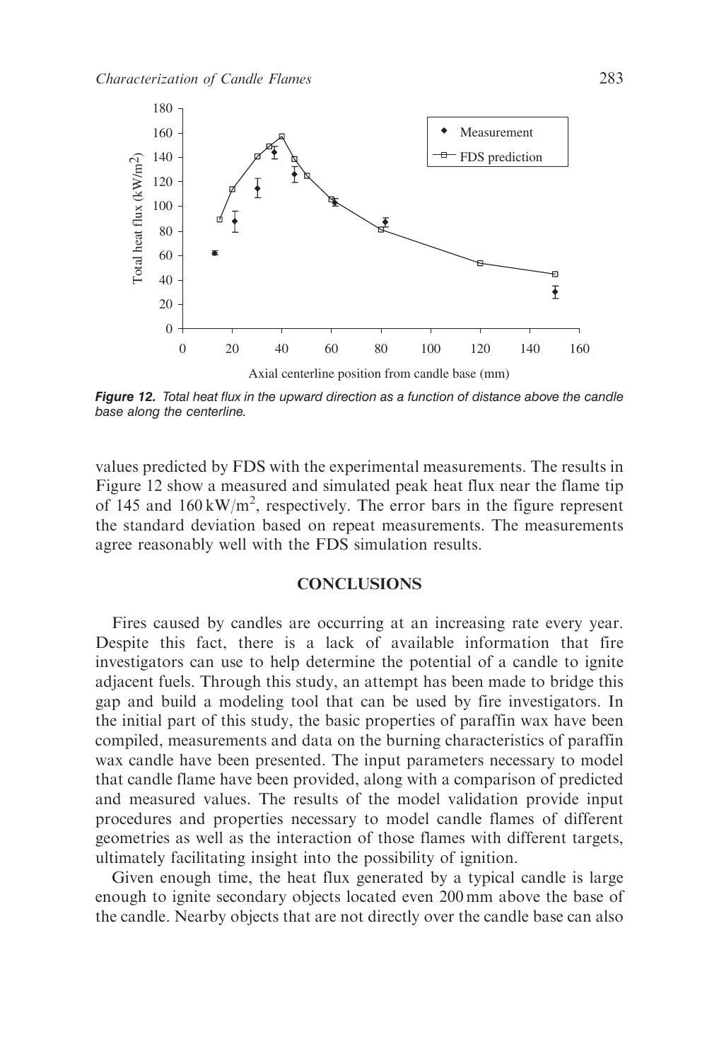**Figure 12.** *Total heat flux in the upward direction as a function of distance above the candle base along the centerline.*

values predicted by FDS with the experimental measurements. The results in Figure 12 show a measured and simulated peak heat flux near the flame tip of 145 and 160 $kW/m^2$, respectively. The error bars in the figure represent the standard deviation based on repeat measurements. The measurements agree reasonably well with the FDS simulation results.

## CONCLUSIONS

Fires caused by candles are occurring at an increasing rate every year. Despite this fact, there is a lack of available information that fire investigators can use to help determine the potential of a candle to ignite adjacent fuels. Through this study, an attempt has been made to bridge this gap and build a modeling tool that can be used by fire investigators. In the initial part of this study, the basic properties of paraffin wax have been compiled, measurements and data on the burning characteristics of paraffin wax candle have been presented. The input parameters necessary to model that candle flame have been provided, along with a comparison of predicted and measured values. The results of the model validation provide input procedures and properties necessary to model candle flames of different geometries as well as the interaction of those flames with different targets, ultimately facilitating insight into the possibility of ignition.

Given enough time, the heat flux generated by a typical candle is large enough to ignite secondary objects located even 200 mm above the base of the candle. Nearby objects that are not directly over the candle base can also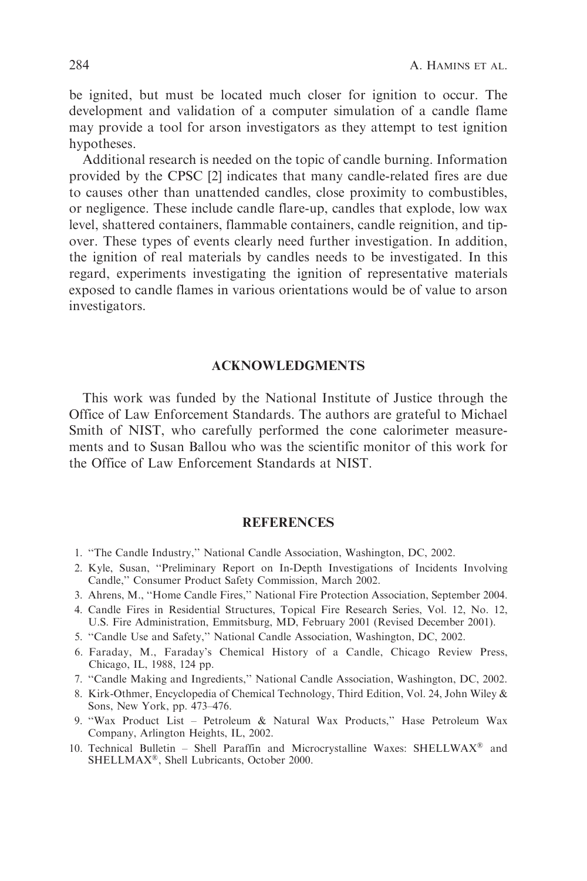be ignited, but must be located much closer for ignition to occur. The development and validation of a computer simulation of a candle flame may provide a tool for arson investigators as they attempt to test ignition hypotheses.

Additional research is needed on the topic of candle burning. Information provided by the CPSC [2] indicates that many candle-related fires are due to causes other than unattended candles, close proximity to combustibles, or negligence. These include candle flare-up, candles that explode, low wax level, shattered containers, flammable containers, candle reignition, and tip-over. These types of events clearly need further investigation. In addition, the ignition of real materials by candles needs to be investigated. In this regard, experiments investigating the ignition of representative materials exposed to candle flames in various orientations would be of value to arson investigators.

## ACKNOWLEDGMENTS

This work was funded by the National Institute of Justice through the Office of Law Enforcement Standards. The authors are grateful to Michael Smith of NIST, who carefully performed the cone calorimeter measurements and to Susan Ballou who was the scientific monitor of this work for the Office of Law Enforcement Standards at NIST.

## REFERENCES

1. "The Candle Industry," National Candle Association, Washington, DC, 2002.
2. Kyle, Susan, "Preliminary Report on In-Depth Investigations of Incidents Involving Candle," Consumer Product Safety Commission, March 2002.
3. Ahrens, M., "Home Candle Fires," National Fire Protection Association, September 2004.
4. Candle Fires in Residential Structures, Topical Fire Research Series, Vol. 12, No. 12, U.S. Fire Administration, Emmitsburg, MD, February 2001 (Revised December 2001).
5. "Candle Use and Safety," National Candle Association, Washington, DC, 2002.
6. Faraday, M., Faraday's Chemical History of a Candle, Chicago Review Press, Chicago, IL, 1988, 124 pp.
7. "Candle Making and Ingredients," National Candle Association, Washington, DC, 2002.
8. Kirk-Othmer, Encyclopedia of Chemical Technology, Third Edition, Vol. 24, John Wiley & Sons, New York, pp. 473–476.
9. "Wax Product List – Petroleum & Natural Wax Products," Hase Petroleum Wax Company, Arlington Heights, IL, 2002.
10. Technical Bulletin – Shell Paraffin and Microcrystalline Waxes: SHELLWAX® and SHELLMAX®, Shell Lubricants, October 2000.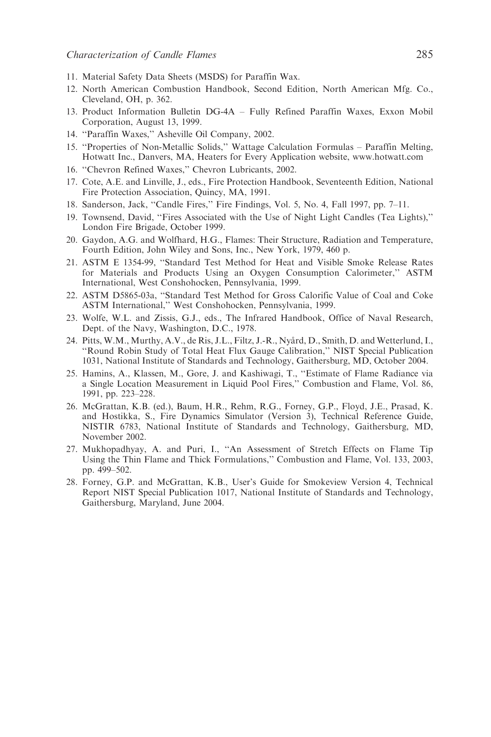11. Material Safety Data Sheets (MSDS) for Paraffin Wax.
12. North American Combustion Handbook, Second Edition, North American Mfg. Co., Cleveland, OH, p. 362.
13. Product Information Bulletin DG-4A – Fully Refined Paraffin Waxes, Exxon Mobil Corporation, August 13, 1999.
14. ''Paraffin Waxes,'' Asheville Oil Company, 2002.
15. ''Properties of Non-Metallic Solids,'' Wattage Calculation Formulas – Paraffin Melting, Hotwatt Inc., Danvers, MA, Heaters for Every Application website, www.hotwatt.com
16. ''Chevron Refined Waxes,'' Chevron Lubricants, 2002.
17. Cote, A.E. and Linville, J., eds., Fire Protection Handbook, Seventeenth Edition, National Fire Protection Association, Quincy, MA, 1991.
18. Sanderson, Jack, ''Candle Fires,'' Fire Findings, Vol. 5, No. 4, Fall 1997, pp. 7–11.
19. Townsend, David, ''Fires Associated with the Use of Night Light Candles (Tea Lights),'' London Fire Brigade, October 1999.
20. Gaydon, A.G. and Wolfhard, H.G., Flames: Their Structure, Radiation and Temperature, Fourth Edition, John Wiley and Sons, Inc., New York, 1979, 460 p.
21. ASTM E 1354-99, ''Standard Test Method for Heat and Visible Smoke Release Rates for Materials and Products Using an Oxygen Consumption Calorimeter,'' ASTM International, West Conshohocken, Pennsylvania, 1999.
22. ASTM D5865-03a, ''Standard Test Method for Gross Calorific Value of Coal and Coke ASTM International,'' West Conshohocken, Pennsylvania, 1999.
23. Wolfe, W.L. and Zissis, G.J., eds., The Infrared Handbook, Office of Naval Research, Dept. of the Navy, Washington, D.C., 1978.
24. Pitts, W.M., Murthy, A.V., de Ris, J.L., Filtz, J.-R., Nyård, D., Smith, D. and Wetterlund, I., ''Round Robin Study of Total Heat Flux Gauge Calibration,'' NIST Special Publication 1031, National Institute of Standards and Technology, Gaithersburg, MD, October 2004.
25. Hamins, A., Klassen, M., Gore, J. and Kashiwagi, T., ''Estimate of Flame Radiance via a Single Location Measurement in Liquid Pool Fires,'' Combustion and Flame, Vol. 86, 1991, pp. 223–228.
26. McGrattan, K.B. (ed.), Baum, H.R., Rehm, R.G., Forney, G.P., Floyd, J.E., Prasad, K. and Hostikka, S., Fire Dynamics Simulator (Version 3), Technical Reference Guide, NISTIR 6783, National Institute of Standards and Technology, Gaithersburg, MD, November 2002.
27. Mukhopadhyay, A. and Puri, I., ''An Assessment of Stretch Effects on Flame Tip Using the Thin Flame and Thick Formulations,'' Combustion and Flame, Vol. 133, 2003, pp. 499–502.
28. Forney, G.P. and McGrattan, K.B., User's Guide for Smokeview Version 4, Technical Report NIST Special Publication 1017, National Institute of Standards and Technology, Gaithersburg, Maryland, June 2004.